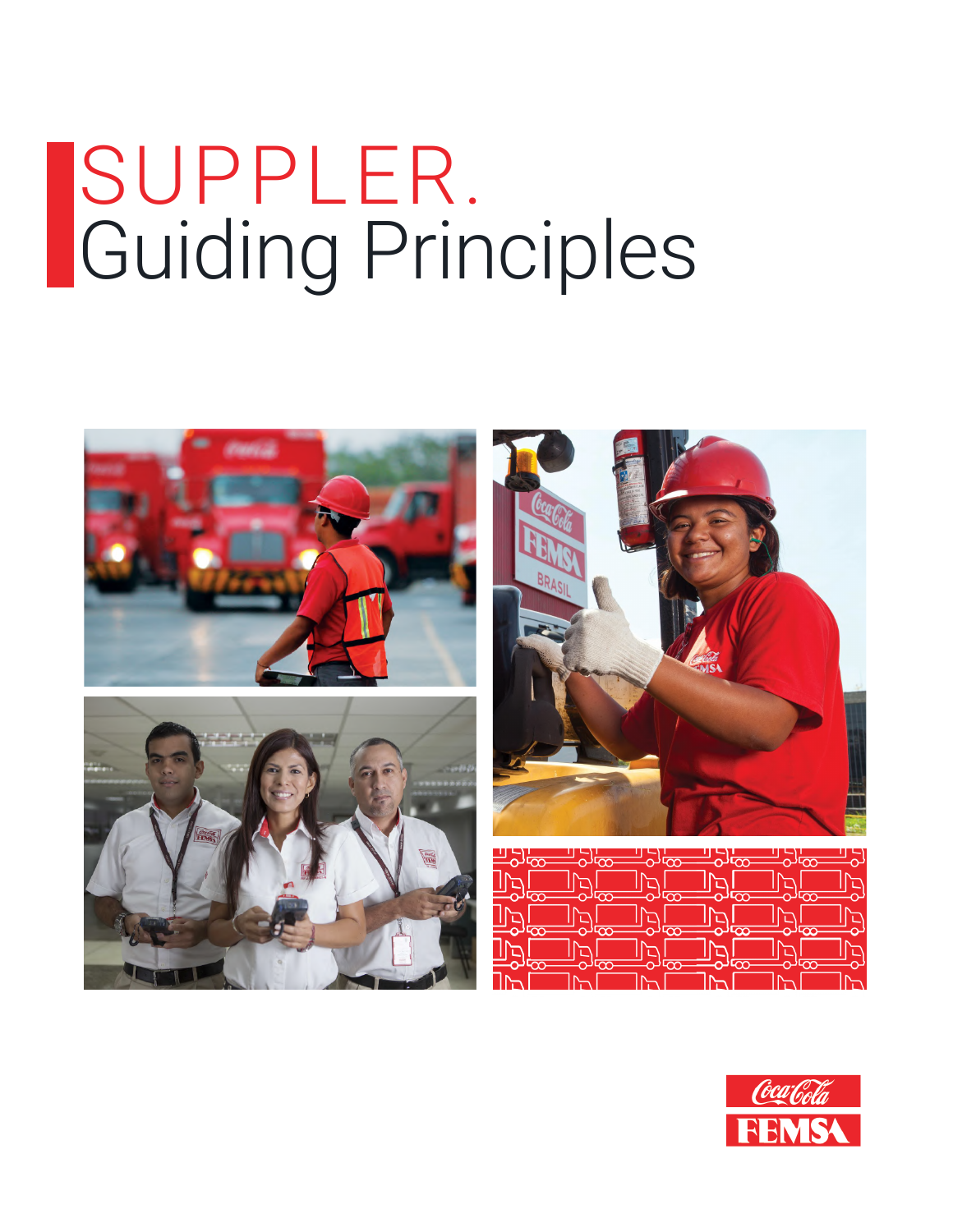# SUPPLER.
# Guiding Principles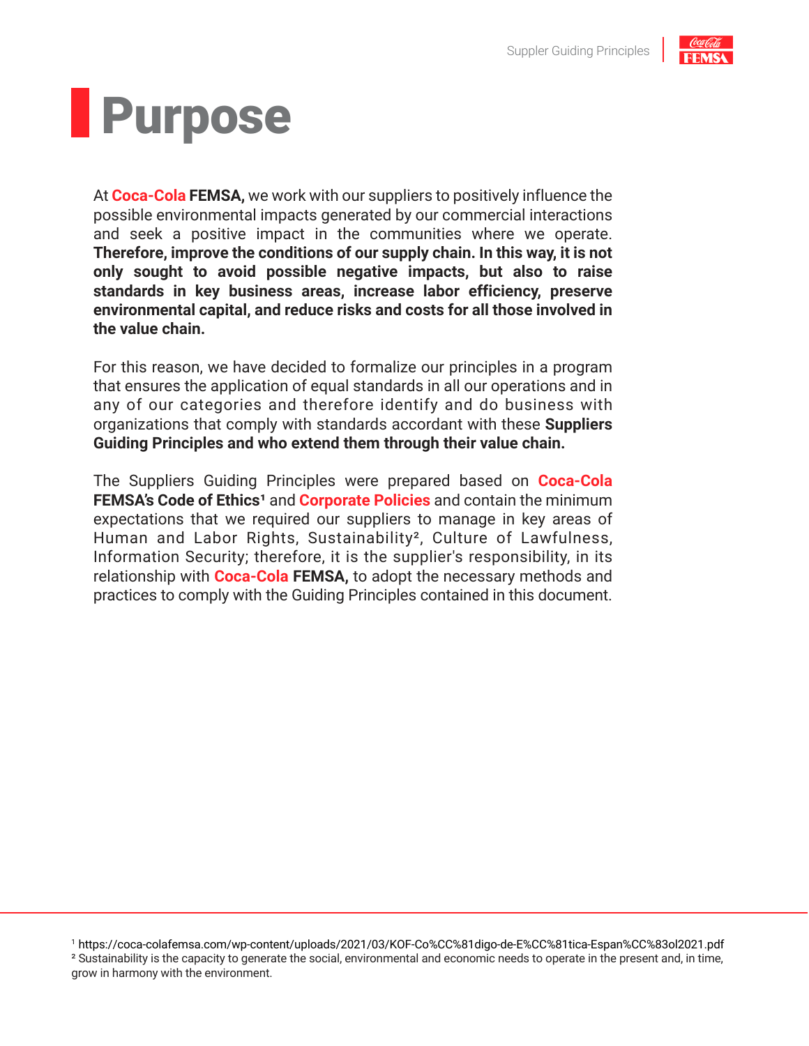# Purpose

At **Coca-Cola FEMSA,** we work with our suppliers to positively influence the possible environmental impacts generated by our commercial interactions and seek a positive impact in the communities where we operate. **Therefore, improve the conditions of our supply chain. In this way, it is not only sought to avoid possible negative impacts, but also to raise standards in key business areas, increase labor efficiency, preserve environmental capital, and reduce risks and costs for all those involved in the value chain.**

For this reason, we have decided to formalize our principles in a program that ensures the application of equal standards in all our operations and in any of our categories and therefore identify and do business with organizations that comply with standards accordant with these **Suppliers Guiding Principles and who extend them through their value chain.**

The Suppliers Guiding Principles were prepared based on **Coca-Cola FEMSA's Code of Ethics**[1] and **Corporate Policies** and contain the minimum expectations that we required our suppliers to manage in key areas of Human and Labor Rights, Sustainability[2], Culture of Lawfulness, Information Security; therefore, it is the supplier's responsibility, in its relationship with **Coca-Cola FEMSA,** to adopt the necessary methods and practices to comply with the Guiding Principles contained in this document.

---

[1] https://coca-colafemsa.com/wp-content/uploads/2021/03/KOF-Co%CC%81digo-de-E%CC%81tica-Espan%CC%83ol2021.pdf

[2] Sustainability is the capacity to generate the social, environmental and economic needs to operate in the present and, in time, grow in harmony with the environment.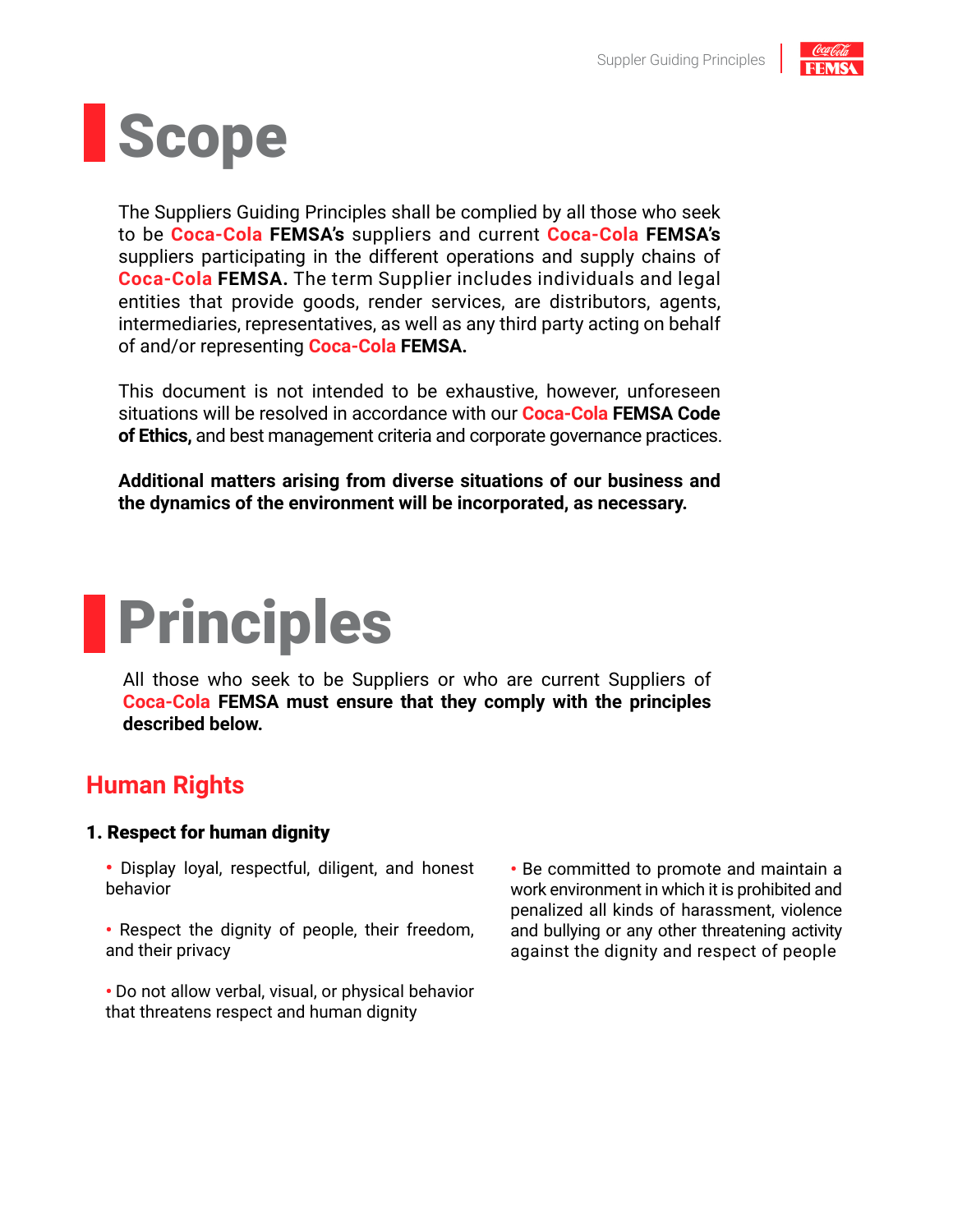# Scope

The Suppliers Guiding Principles shall be complied by all those who seek to be Coca-Cola **FEMSA's** suppliers and current Coca-Cola **FEMSA's** suppliers participating in the different operations and supply chains of Coca-Cola **FEMSA.** The term Supplier includes individuals and legal entities that provide goods, render services, are distributors, agents, intermediaries, representatives, as well as any third party acting on behalf of and/or representing Coca-Cola **FEMSA.**

This document is not intended to be exhaustive, however, unforeseen situations will be resolved in accordance with our Coca-Cola **FEMSA Code of Ethics,** and best management criteria and corporate governance practices.

**Additional matters arising from diverse situations of our business and the dynamics of the environment will be incorporated, as necessary.**

# Principles

All those who seek to be Suppliers or who are current Suppliers of Coca-Cola **FEMSA must ensure that they comply with the principles described below.**

## Human Rights

### 1. Respect for human dignity

- Display loyal, respectful, diligent, and honest behavior
- Respect the dignity of people, their freedom, and their privacy
- Do not allow verbal, visual, or physical behavior that threatens respect and human dignity
- Be committed to promote and maintain a work environment in which it is prohibited and penalized all kinds of harassment, violence and bullying or any other threatening activity against the dignity and respect of people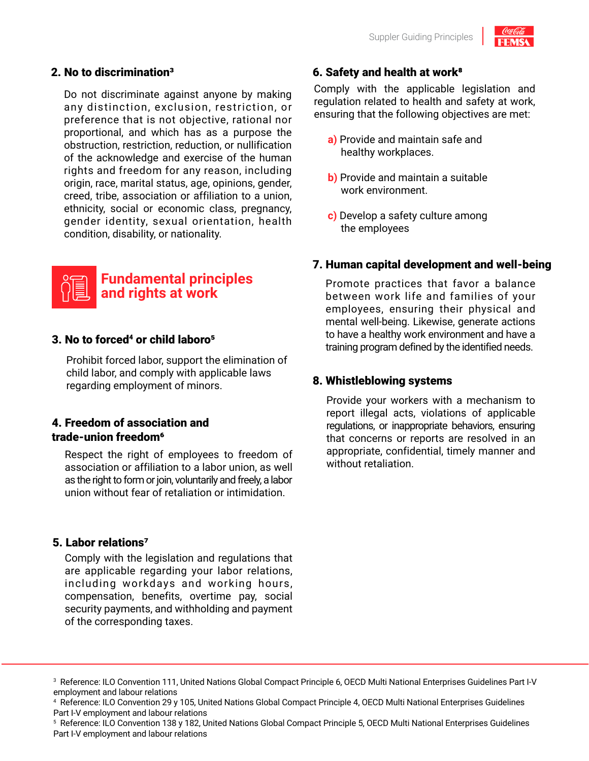### 2. No to discrimination[3]

Do not discriminate against anyone by making any distinction, exclusion, restriction, or preference that is not objective, rational nor proportional, and which has as a purpose the obstruction, restriction, reduction, or nullification of the acknowledge and exercise of the human rights and freedom for any reason, including origin, race, marital status, age, opinions, gender, creed, tribe, association or affiliation to a union, ethnicity, social or economic class, pregnancy, gender identity, sexual orientation, health condition, disability, or nationality.

## Fundamental principles and rights at work

### 3. No to forced[4] or child laboro[5]

Prohibit forced labor, support the elimination of child labor, and comply with applicable laws regarding employment of minors.

### 4. Freedom of association and trade-union freedom[6]

Respect the right of employees to freedom of association or affiliation to a labor union, as well as the right to form or join, voluntarily and freely, a labor union without fear of retaliation or intimidation.

### 5. Labor relations[7]

Comply with the legislation and regulations that are applicable regarding your labor relations, including workdays and working hours, compensation, benefits, overtime pay, social security payments, and withholding and payment of the corresponding taxes.

### 6. Safety and health at work[8]

Comply with the applicable legislation and regulation related to health and safety at work, ensuring that the following objectives are met:

**a)** Provide and maintain safe and healthy workplaces.

**b)** Provide and maintain a suitable work environment.

**c)** Develop a safety culture among the employees

### 7. Human capital development and well-being

Promote practices that favor a balance between work life and families of your employees, ensuring their physical and mental well-being. Likewise, generate actions to have a healthy work environment and have a training program defined by the identified needs.

### 8. Whistleblowing systems

Provide your workers with a mechanism to report illegal acts, violations of applicable regulations, or inappropriate behaviors, ensuring that concerns or reports are resolved in an appropriate, confidential, timely manner and without retaliation.

---

[3] Reference: ILO Convention 111, United Nations Global Compact Principle 6, OECD Multi National Enterprises Guidelines Part I-V employment and labour relations

[4] Reference: ILO Convention 29 y 105, United Nations Global Compact Principle 4, OECD Multi National Enterprises Guidelines Part I-V employment and labour relations

[5] Reference: ILO Convention 138 y 182, United Nations Global Compact Principle 5, OECD Multi National Enterprises Guidelines Part I-V employment and labour relations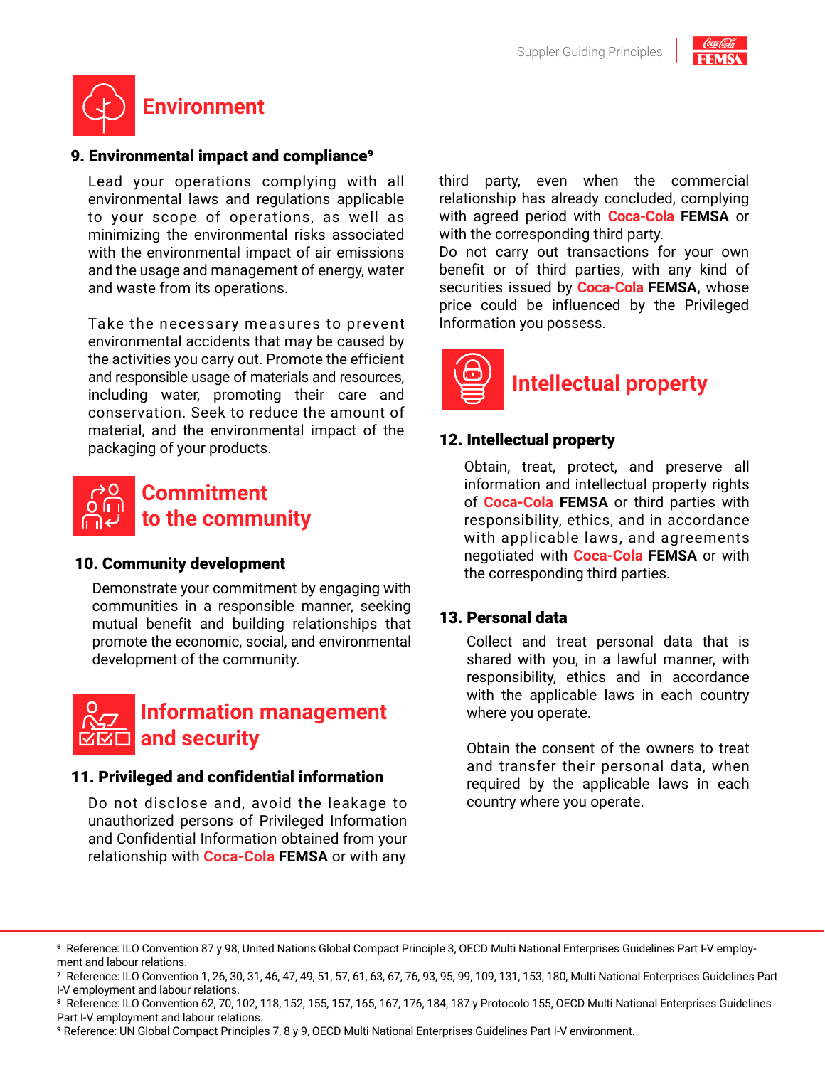# Environment

### 9. Environmental impact and compliance[9]

Lead your operations complying with all environmental laws and regulations applicable to your scope of operations, as well as minimizing the environmental risks associated with the environmental impact of air emissions and the usage and management of energy, water and waste from its operations.

Take the necessary measures to prevent environmental accidents that may be caused by the activities you carry out. Promote the efficient and responsible usage of materials and resources, including water, promoting their care and conservation. Seek to reduce the amount of material, and the environmental impact of the packaging of your products.

# Commitment to the community

### 10. Community development

Demonstrate your commitment by engaging with communities in a responsible manner, seeking mutual benefit and building relationships that promote the economic, social, and environmental development of the community.

# Information management and security

### 11. Privileged and confidential information

Do not disclose and, avoid the leakage to unauthorized persons of Privileged Information and Confidential Information obtained from your relationship with Coca-Cola **FEMSA** or with any third party, even when the commercial relationship has already concluded, complying with agreed period with Coca-Cola **FEMSA** or with the corresponding third party.

Do not carry out transactions for your own benefit or of third parties, with any kind of securities issued by Coca-Cola **FEMSA,** whose price could be influenced by the Privileged Information you possess.

# Intellectual property

### 12. Intellectual property

Obtain, treat, protect, and preserve all information and intellectual property rights of Coca-Cola **FEMSA** or third parties with responsibility, ethics, and in accordance with applicable laws, and agreements negotiated with Coca-Cola **FEMSA** or with the corresponding third parties.

### 13. Personal data

Collect and treat personal data that is shared with you, in a lawful manner, with responsibility, ethics and in accordance with the applicable laws in each country where you operate.

Obtain the consent of the owners to treat and transfer their personal data, when required by the applicable laws in each country where you operate.

---

[6] Reference: ILO Convention 87 y 98, United Nations Global Compact Principle 3, OECD Multi National Enterprises Guidelines Part I-V employment and labour relations.

[7] Reference: ILO Convention 1, 26, 30, 31, 46, 47, 49, 51, 57, 61, 63, 67, 76, 93, 95, 99, 109, 131, 153, 180, Multi National Enterprises Guidelines Part I-V employment and labour relations.

[8] Reference: ILO Convention 62, 70, 102, 118, 152, 155, 157, 165, 167, 176, 184, 187 y Protocolo 155, OECD Multi National Enterprises Guidelines Part I-V employment and labour relations.

[9] Reference: UN Global Compact Principles 7, 8 y 9, OECD Multi National Enterprises Guidelines Part I-V environment.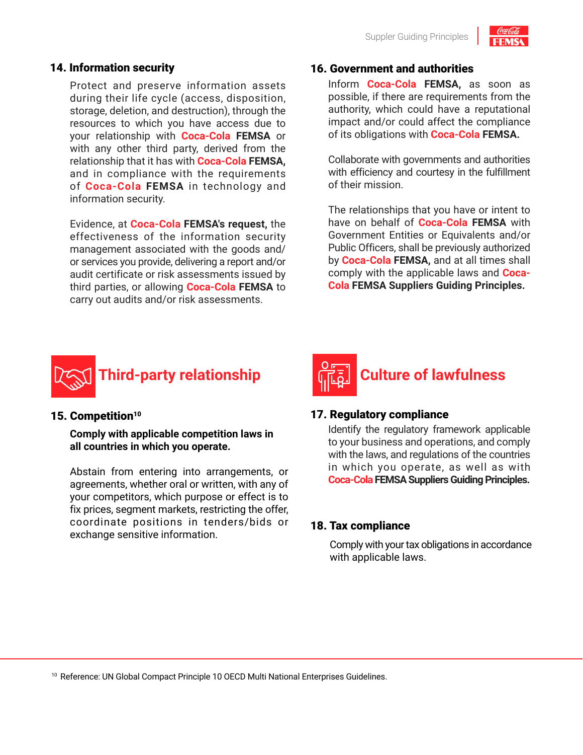### 14. Information security

Protect and preserve information assets during their life cycle (access, disposition, storage, deletion, and destruction), through the resources to which you have access due to your relationship with Coca-Cola **FEMSA** or with any other third party, derived from the relationship that it has with Coca-Cola **FEMSA,** and in compliance with the requirements of Coca-Cola **FEMSA** in technology and information security.

Evidence, at Coca-Cola **FEMSA's request,** the effectiveness of the information security management associated with the goods and/or services you provide, delivering a report and/or audit certificate or risk assessments issued by third parties, or allowing Coca-Cola **FEMSA** to carry out audits and/or risk assessments.

### 16. Government and authorities

Inform Coca-Cola **FEMSA,** as soon as possible, if there are requirements from the authority, which could have a reputational impact and/or could affect the compliance of its obligations with Coca-Cola **FEMSA.**

Collaborate with governments and authorities with efficiency and courtesy in the fulfillment of their mission.

The relationships that you have or intent to have on behalf of Coca-Cola **FEMSA** with Government Entities or Equivalents and/or Public Officers, shall be previously authorized by Coca-Cola **FEMSA,** and at all times shall comply with the applicable laws and Coca-Cola **FEMSA Suppliers Guiding Principles.**

## Third-party relationship

### 15. Competition[10]

**Comply with applicable competition laws in all countries in which you operate.**

Abstain from entering into arrangements, or agreements, whether oral or written, with any of your competitors, which purpose or effect is to fix prices, segment markets, restricting the offer, coordinate positions in tenders/bids or exchange sensitive information.

## Culture of lawfulness

### 17. Regulatory compliance

Identify the regulatory framework applicable to your business and operations, and comply with the laws, and regulations of the countries in which you operate, as well as with Coca-Cola **FEMSA Suppliers Guiding Principles.**

### 18. Tax compliance

Comply with your tax obligations in accordance with applicable laws.

[10] Reference: UN Global Compact Principle 10 OECD Multi National Enterprises Guidelines.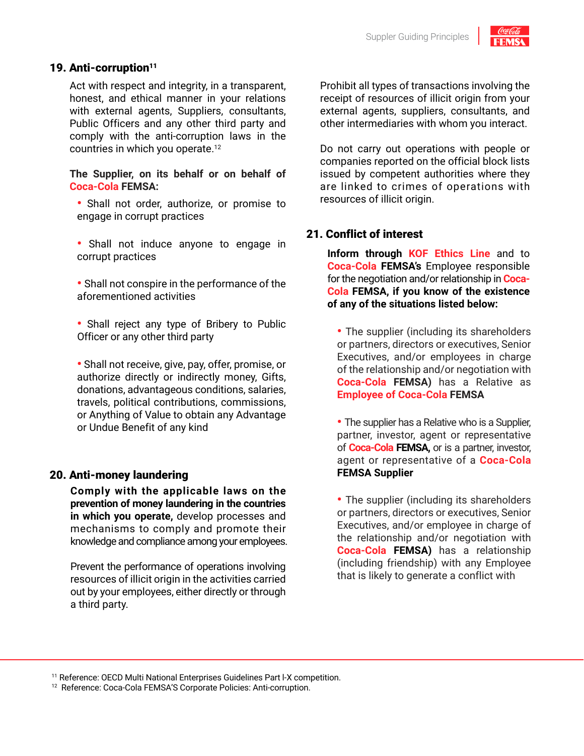## 19. Anti-corruption[11]

Act with respect and integrity, in a transparent, honest, and ethical manner in your relations with external agents, Suppliers, consultants, Public Officers and any other third party and comply with the anti-corruption laws in the countries in which you operate.[12]

**The Supplier, on its behalf or on behalf of Coca-Cola FEMSA:**

- Shall not order, authorize, or promise to engage in corrupt practices
- Shall not induce anyone to engage in corrupt practices
- Shall not conspire in the performance of the aforementioned activities
- Shall reject any type of Bribery to Public Officer or any other third party
- Shall not receive, give, pay, offer, promise, or authorize directly or indirectly money, Gifts, donations, advantageous conditions, salaries, travels, political contributions, commissions, or Anything of Value to obtain any Advantage or Undue Benefit of any kind

## 20. Anti-money laundering

**Comply with the applicable laws on the prevention of money laundering in the countries in which you operate,** develop processes and mechanisms to comply and promote their knowledge and compliance among your employees.

Prevent the performance of operations involving resources of illicit origin in the activities carried out by your employees, either directly or through a third party.

Prohibit all types of transactions involving the receipt of resources of illicit origin from your external agents, suppliers, consultants, and other intermediaries with whom you interact.

Do not carry out operations with people or companies reported on the official block lists issued by competent authorities where they are linked to crimes of operations with resources of illicit origin.

## 21. Conflict of interest

**Inform through KOF Ethics Line and to Coca-Cola FEMSA's** Employee responsible for the negotiation and/or relationship in **Coca-Cola FEMSA, if you know of the existence of any of the situations listed below:**

- The supplier (including its shareholders or partners, directors or executives, Senior Executives, and/or employees in charge of the relationship and/or negotiation with **Coca-Cola FEMSA)** has a Relative as **Employee of Coca-Cola FEMSA**
- The supplier has a Relative who is a Supplier, partner, investor, agent or representative of **Coca-Cola FEMSA,** or is a partner, investor, agent or representative of a **Coca-Cola FEMSA Supplier**
- The supplier (including its shareholders or partners, directors or executives, Senior Executives, and/or employee in charge of the relationship and/or negotiation with **Coca-Cola FEMSA)** has a relationship (including friendship) with any Employee that is likely to generate a conflict with

[11] Reference: OECD Multi National Enterprises Guidelines Part I-X competition.

[12] Reference: Coca-Cola FEMSA'S Corporate Policies: Anti-corruption.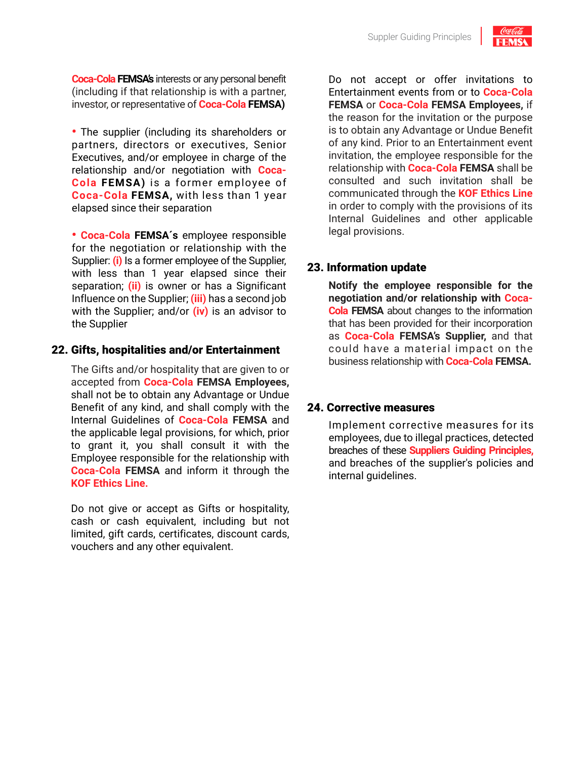**Coca-Cola FEMSA's** interests or any personal benefit (including if that relationship is with a partner, investor, or representative of **Coca-Cola FEMSA)**

- The supplier (including its shareholders or partners, directors or executives, Senior Executives, and/or employee in charge of the relationship and/or negotiation with **Coca-Cola FEMSA)** is a former employee of **Coca-Cola FEMSA,** with less than 1 year elapsed since their separation

- **Coca-Cola FEMSA´s** employee responsible for the negotiation or relationship with the Supplier: **(i)** Is a former employee of the Supplier, with less than 1 year elapsed since their separation; **(ii)** is owner or has a Significant Influence on the Supplier; **(iii)** has a second job with the Supplier; and/or **(iv)** is an advisor to the Supplier

## 22. Gifts, hospitalities and/or Entertainment

The Gifts and/or hospitality that are given to or accepted from **Coca-Cola FEMSA Employees,** shall not be to obtain any Advantage or Undue Benefit of any kind, and shall comply with the Internal Guidelines of **Coca-Cola FEMSA** and the applicable legal provisions, for which, prior to grant it, you shall consult it with the Employee responsible for the relationship with **Coca-Cola FEMSA** and inform it through the **KOF Ethics Line.**

Do not give or accept as Gifts or hospitality, cash or cash equivalent, including but not limited, gift cards, certificates, discount cards, vouchers and any other equivalent.

Do not accept or offer invitations to Entertainment events from or to **Coca-Cola FEMSA** or **Coca-Cola FEMSA Employees,** if the reason for the invitation or the purpose is to obtain any Advantage or Undue Benefit of any kind. Prior to an Entertainment event invitation, the employee responsible for the relationship with **Coca-Cola FEMSA** shall be consulted and such invitation shall be communicated through the **KOF Ethics Line** in order to comply with the provisions of its Internal Guidelines and other applicable legal provisions.

## 23. Information update

**Notify the employee responsible for the negotiation and/or relationship with Coca-Cola FEMSA** about changes to the information that has been provided for their incorporation as **Coca-Cola FEMSA's Supplier,** and that could have a material impact on the business relationship with **Coca-Cola FEMSA.**

## 24. Corrective measures

Implement corrective measures for its employees, due to illegal practices, detected breaches of these **Suppliers Guiding Principles,** and breaches of the supplier's policies and internal guidelines.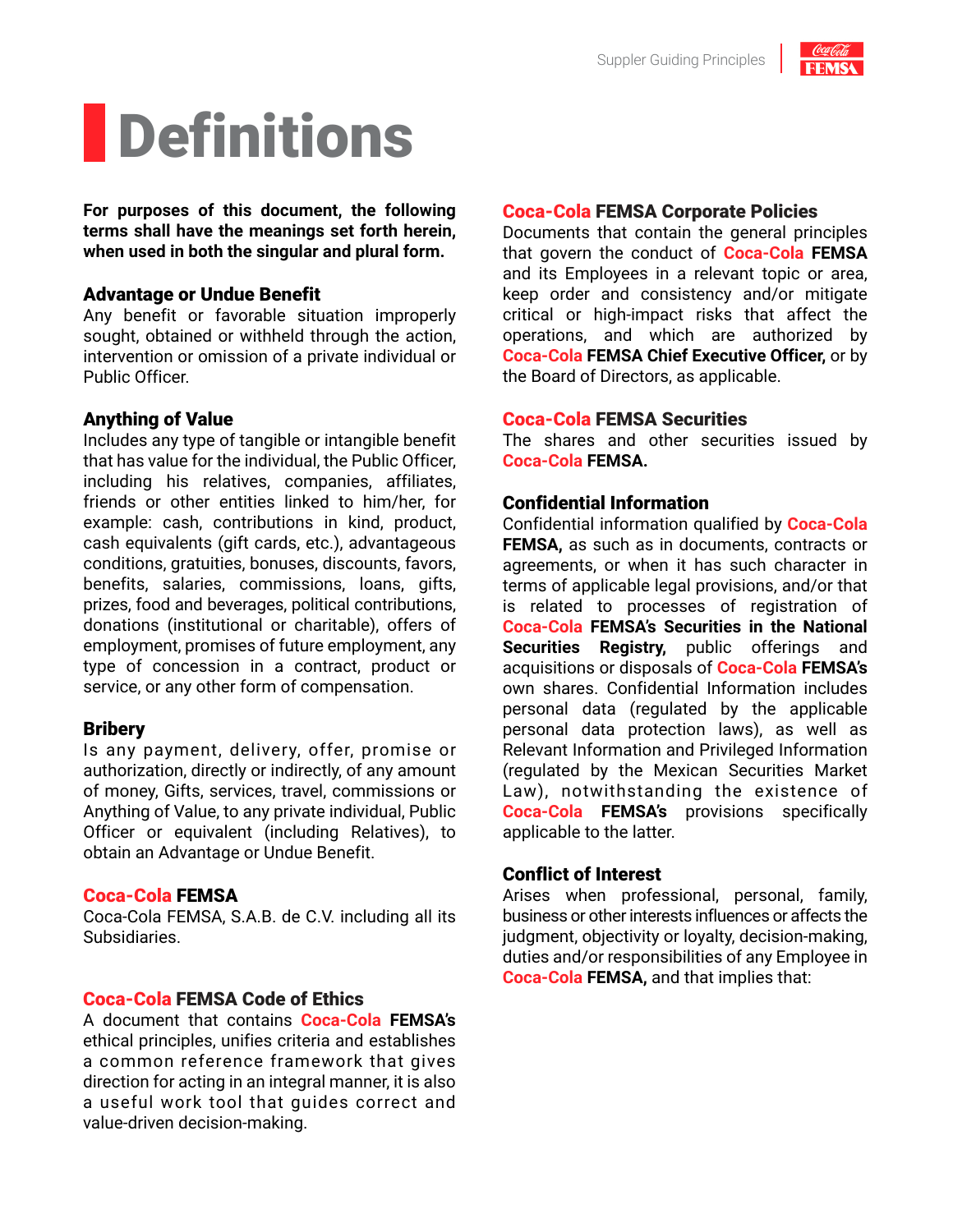# Definitions

**For purposes of this document, the following terms shall have the meanings set forth herein, when used in both the singular and plural form.**

### Advantage or Undue Benefit

Any benefit or favorable situation improperly sought, obtained or withheld through the action, intervention or omission of a private individual or Public Officer.

### Anything of Value

Includes any type of tangible or intangible benefit that has value for the individual, the Public Officer, including his relatives, companies, affiliates, friends or other entities linked to him/her, for example: cash, contributions in kind, product, cash equivalents (gift cards, etc.), advantageous conditions, gratuities, bonuses, discounts, favors, benefits, salaries, commissions, loans, gifts, prizes, food and beverages, political contributions, donations (institutional or charitable), offers of employment, promises of future employment, any type of concession in a contract, product or service, or any other form of compensation.

### Bribery

Is any payment, delivery, offer, promise or authorization, directly or indirectly, of any amount of money, Gifts, services, travel, commissions or Anything of Value, to any private individual, Public Officer or equivalent (including Relatives), to obtain an Advantage or Undue Benefit.

### Coca-Cola FEMSA

Coca-Cola FEMSA, S.A.B. de C.V. including all its Subsidiaries.

### Coca-Cola FEMSA Code of Ethics

A document that contains Coca-Cola **FEMSA's** ethical principles, unifies criteria and establishes a common reference framework that gives direction for acting in an integral manner, it is also a useful work tool that guides correct and value-driven decision-making.

### Coca-Cola FEMSA Corporate Policies

Documents that contain the general principles that govern the conduct of Coca-Cola **FEMSA** and its Employees in a relevant topic or area, keep order and consistency and/or mitigate critical or high-impact risks that affect the operations, and which are authorized by **Coca-Cola FEMSA Chief Executive Officer,** or by the Board of Directors, as applicable.

### Coca-Cola FEMSA Securities

The shares and other securities issued by **Coca-Cola FEMSA.**

### Confidential Information

Confidential information qualified by **Coca-Cola FEMSA,** as such as in documents, contracts or agreements, or when it has such character in terms of applicable legal provisions, and/or that is related to processes of registration of **Coca-Cola FEMSA's Securities in the National Securities Registry,** public offerings and acquisitions or disposals of Coca-Cola **FEMSA's** own shares. Confidential Information includes personal data (regulated by the applicable personal data protection laws), as well as Relevant Information and Privileged Information (regulated by the Mexican Securities Market Law), notwithstanding the existence of Coca-Cola **FEMSA's** provisions specifically applicable to the latter.

### Conflict of Interest

Arises when professional, personal, family, business or other interests influences or affects the judgment, objectivity or loyalty, decision-making, duties and/or responsibilities of any Employee in **Coca-Cola FEMSA,** and that implies that: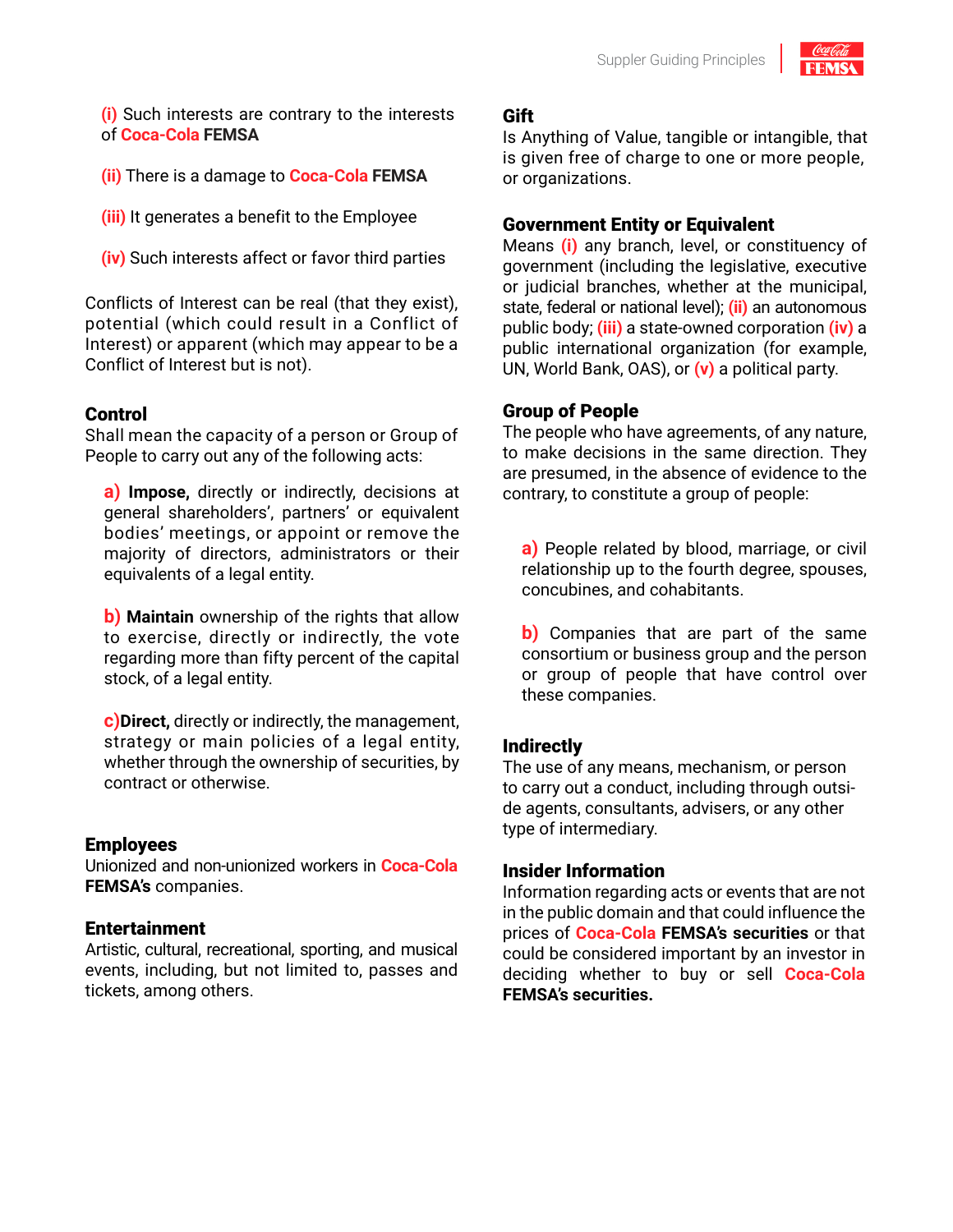**(i)** Such interests are contrary to the interests of **Coca-Cola FEMSA**

**(ii)** There is a damage to **Coca-Cola FEMSA**

**(iii)** It generates a benefit to the Employee

**(iv)** Such interests affect or favor third parties

Conflicts of Interest can be real (that they exist), potential (which could result in a Conflict of Interest) or apparent (which may appear to be a Conflict of Interest but is not).

**Control**
Shall mean the capacity of a person or Group of People to carry out any of the following acts:

**a) Impose,** directly or indirectly, decisions at general shareholders', partners' or equivalent bodies' meetings, or appoint or remove the majority of directors, administrators or their equivalents of a legal entity.

**b) Maintain** ownership of the rights that allow to exercise, directly or indirectly, the vote regarding more than fifty percent of the capital stock, of a legal entity.

**c)Direct,** directly or indirectly, the management, strategy or main policies of a legal entity, whether through the ownership of securities, by contract or otherwise.

**Employees**
Unionized and non-unionized workers in **Coca-Cola FEMSA's** companies.

**Entertainment**
Artistic, cultural, recreational, sporting, and musical events, including, but not limited to, passes and tickets, among others.

**Gift**
Is Anything of Value, tangible or intangible, that is given free of charge to one or more people, or organizations.

**Government Entity or Equivalent**
Means **(i)** any branch, level, or constituency of government (including the legislative, executive or judicial branches, whether at the municipal, state, federal or national level); **(ii)** an autonomous public body; **(iii)** a state-owned corporation **(iv)** a public international organization (for example, UN, World Bank, OAS), or **(v)** a political party.

**Group of People**
The people who have agreements, of any nature, to make decisions in the same direction. They are presumed, in the absence of evidence to the contrary, to constitute a group of people:

**a)** People related by blood, marriage, or civil relationship up to the fourth degree, spouses, concubines, and cohabitants.

**b)** Companies that are part of the same consortium or business group and the person or group of people that have control over these companies.

**Indirectly**
The use of any means, mechanism, or person to carry out a conduct, including through outside agents, consultants, advisers, or any other type of intermediary.

**Insider Information**
Information regarding acts or events that are not in the public domain and that could influence the prices of **Coca-Cola FEMSA's securities** or that could be considered important by an investor in deciding whether to buy or sell **Coca-Cola FEMSA's securities.**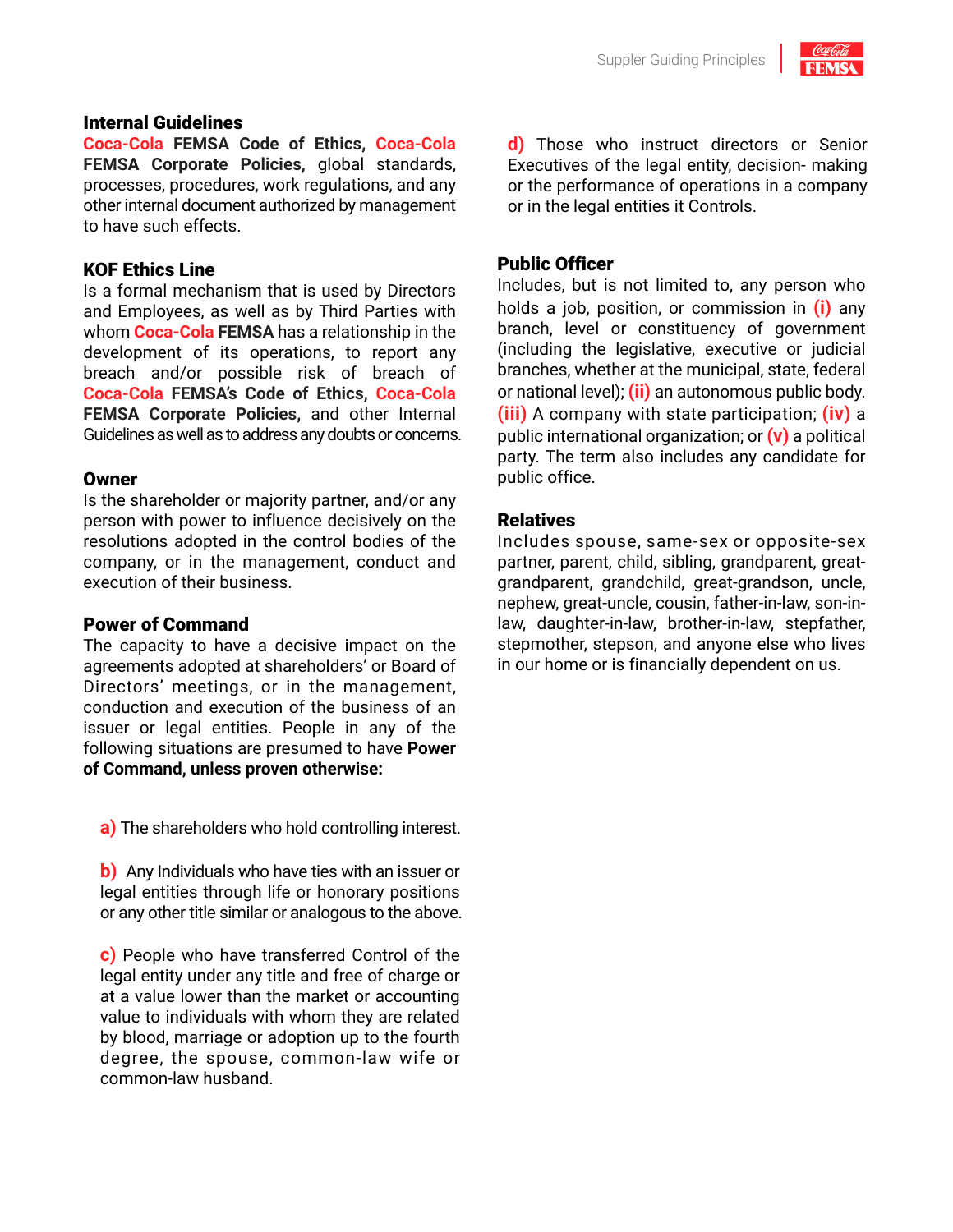### Internal Guidelines

**Coca-Cola FEMSA Code of Ethics, Coca-Cola FEMSA Corporate Policies,** global standards, processes, procedures, work regulations, and any other internal document authorized by management to have such effects.

### KOF Ethics Line

Is a formal mechanism that is used by Directors and Employees, as well as by Third Parties with whom **Coca-Cola FEMSA** has a relationship in the development of its operations, to report any breach and/or possible risk of breach of **Coca-Cola FEMSA's Code of Ethics, Coca-Cola FEMSA Corporate Policies,** and other Internal Guidelines as well as to address any doubts or concerns.

### Owner

Is the shareholder or majority partner, and/or any person with power to influence decisively on the resolutions adopted in the control bodies of the company, or in the management, conduct and execution of their business.

### Power of Command

The capacity to have a decisive impact on the agreements adopted at shareholders' or Board of Directors' meetings, or in the management, conduction and execution of the business of an issuer or legal entities. People in any of the following situations are presumed to have **Power of Command, unless proven otherwise:**

**a)** The shareholders who hold controlling interest.

**b)** Any Individuals who have ties with an issuer or legal entities through life or honorary positions or any other title similar or analogous to the above.

**c)** People who have transferred Control of the legal entity under any title and free of charge or at a value lower than the market or accounting value to individuals with whom they are related by blood, marriage or adoption up to the fourth degree, the spouse, common-law wife or common-law husband.

**d)** Those who instruct directors or Senior Executives of the legal entity, decision- making or the performance of operations in a company or in the legal entities it Controls.

### Public Officer

Includes, but is not limited to, any person who holds a job, position, or commission in **(i)** any branch, level or constituency of government (including the legislative, executive or judicial branches, whether at the municipal, state, federal or national level); **(ii)** an autonomous public body. **(iii)** A company with state participation; **(iv)** a public international organization; or **(v)** a political party. The term also includes any candidate for public office.

### Relatives

Includes spouse, same-sex or opposite-sex partner, parent, child, sibling, grandparent, great-grandparent, grandchild, great-grandson, uncle, nephew, great-uncle, cousin, father-in-law, son-in-law, daughter-in-law, brother-in-law, stepfather, stepmother, stepson, and anyone else who lives in our home or is financially dependent on us.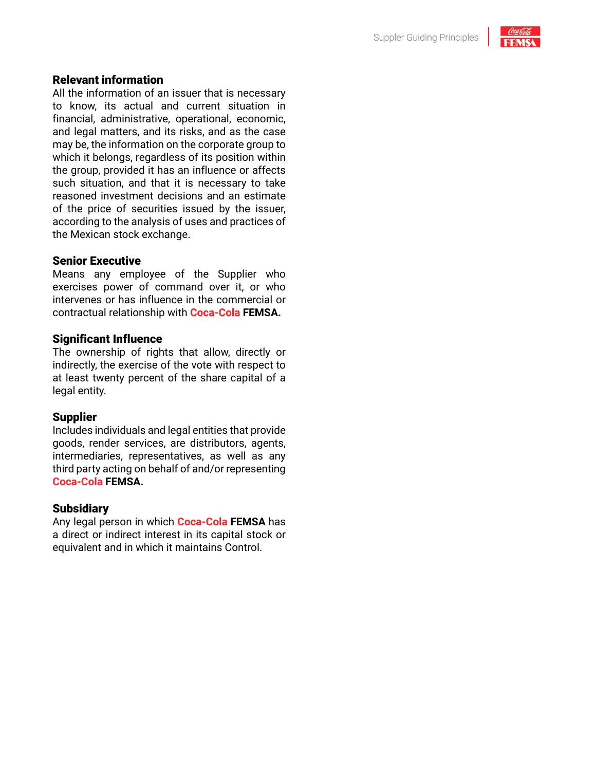**Relevant information**
All the information of an issuer that is necessary to know, its actual and current situation in financial, administrative, operational, economic, and legal matters, and its risks, and as the case may be, the information on the corporate group to which it belongs, regardless of its position within the group, provided it has an influence or affects such situation, and that it is necessary to take reasoned investment decisions and an estimate of the price of securities issued by the issuer, according to the analysis of uses and practices of the Mexican stock exchange.

**Senior Executive**
Means any employee of the Supplier who exercises power of command over it, or who intervenes or has influence in the commercial or contractual relationship with **Coca-Cola FEMSA.**

**Significant Influence**
The ownership of rights that allow, directly or indirectly, the exercise of the vote with respect to at least twenty percent of the share capital of a legal entity.

**Supplier**
Includes individuals and legal entities that provide goods, render services, are distributors, agents, intermediaries, representatives, as well as any third party acting on behalf of and/or representing **Coca-Cola FEMSA.**

**Subsidiary**
Any legal person in which **Coca-Cola FEMSA** has a direct or indirect interest in its capital stock or equivalent and in which it maintains Control.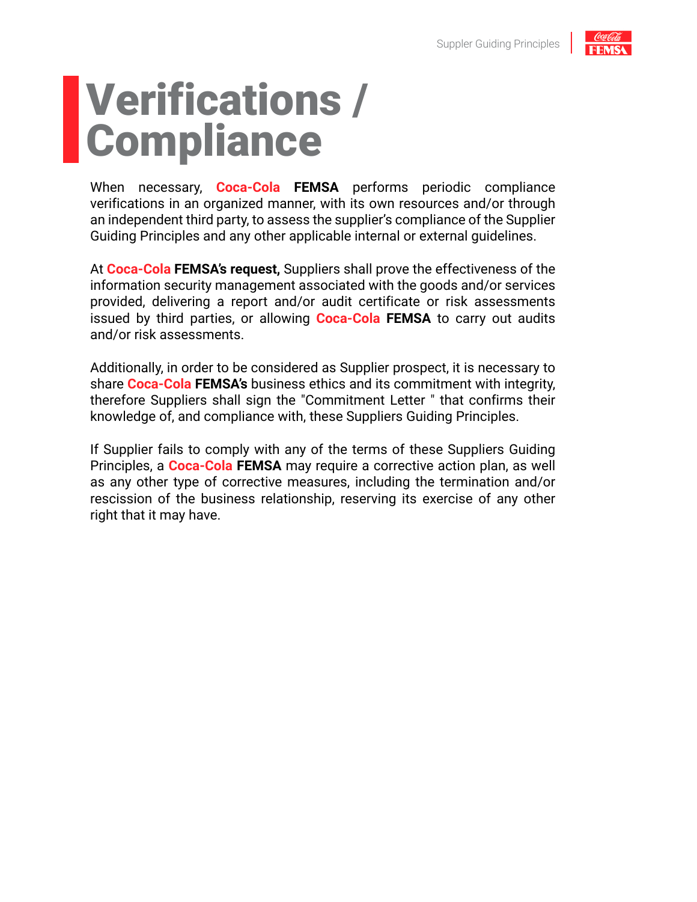# Verifications / Compliance

When necessary, **Coca-Cola FEMSA** performs periodic compliance verifications in an organized manner, with its own resources and/or through an independent third party, to assess the supplier's compliance of the Supplier Guiding Principles and any other applicable internal or external guidelines.

At **Coca-Cola FEMSA's request,** Suppliers shall prove the effectiveness of the information security management associated with the goods and/or services provided, delivering a report and/or audit certificate or risk assessments issued by third parties, or allowing **Coca-Cola FEMSA** to carry out audits and/or risk assessments.

Additionally, in order to be considered as Supplier prospect, it is necessary to share **Coca-Cola FEMSA's** business ethics and its commitment with integrity, therefore Suppliers shall sign the "Commitment Letter " that confirms their knowledge of, and compliance with, these Suppliers Guiding Principles.

If Supplier fails to comply with any of the terms of these Suppliers Guiding Principles, a **Coca-Cola FEMSA** may require a corrective action plan, as well as any other type of corrective measures, including the termination and/or rescission of the business relationship, reserving its exercise of any other right that it may have.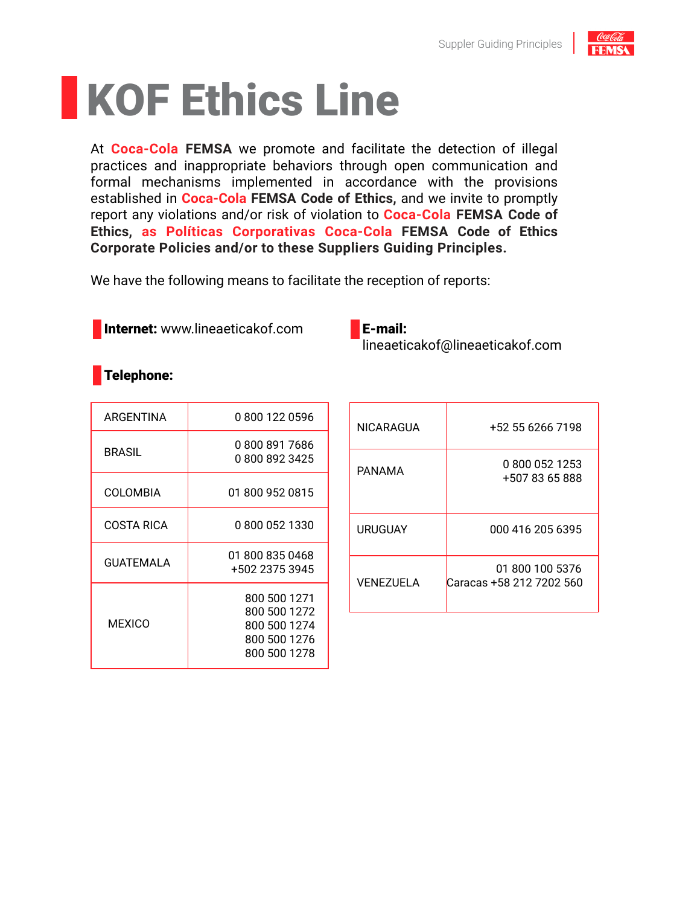# KOF Ethics Line

At **Coca-Cola FEMSA** we promote and facilitate the detection of illegal practices and inappropriate behaviors through open communication and formal mechanisms implemented in accordance with the provisions established in **Coca-Cola FEMSA Code of Ethics**, and we invite to promptly report any violations and/or risk of violation to **Coca-Cola FEMSA Code of Ethics, as Políticas Corporativas Coca-Cola FEMSA Code of Ethics Corporate Policies and/or to these Suppliers Guiding Principles.**

We have the following means to facilitate the reception of reports:

**Internet:** www.lineaeticakof.com

**E-mail:** lineaeticakof@lineaeticakof.com

**Telephone:**

| | |
|---|---|
| ARGENTINA | 0 800 122 0596 |
| BRASIL | 0 800 891 7686<br>0 800 892 3425 |
| COLOMBIA | 01 800 952 0815 |
| COSTA RICA | 0 800 052 1330 |
| GUATEMALA | 01 800 835 0468<br>+502 2375 3945 |
| MEXICO | 800 500 1271<br>800 500 1272<br>800 500 1274<br>800 500 1276<br>800 500 1278 |

| | |
|---|---|
| NICARAGUA | +52 55 6266 7198 |
| PANAMA | 0 800 052 1253<br>+507 83 65 888 |
| URUGUAY | 000 416 205 6395 |
| VENEZUELA | 01 800 100 5376<br>Caracas +58 212 7202 560 |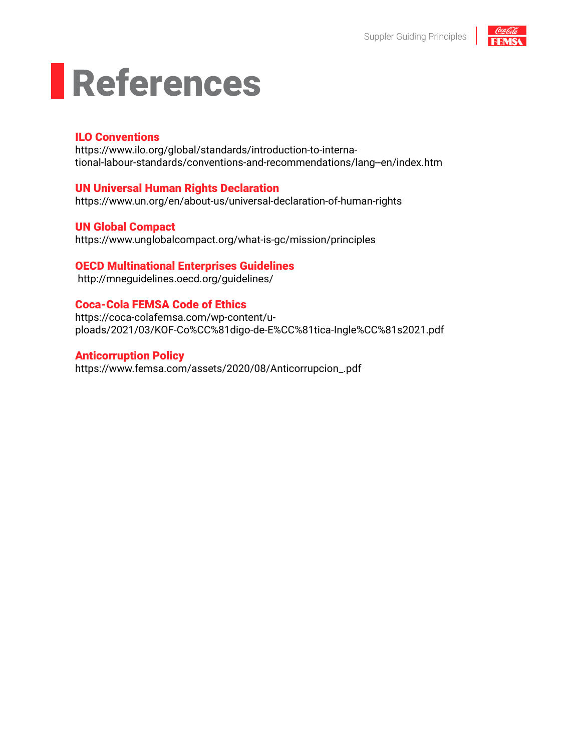# References

**ILO Conventions**
https://www.ilo.org/global/standards/introduction-to-international-labour-standards/conventions-and-recommendations/lang--en/index.htm

**UN Universal Human Rights Declaration**
https://www.un.org/en/about-us/universal-declaration-of-human-rights

**UN Global Compact**
https://www.unglobalcompact.org/what-is-gc/mission/principles

**OECD Multinational Enterprises Guidelines**
http://mneguidelines.oecd.org/guidelines/

**Coca-Cola FEMSA Code of Ethics**
https://coca-colafemsa.com/wp-content/uploads/2021/03/KOF-Co%CC%81digo-de-E%CC%81tica-Ingle%CC%81s2021.pdf

**Anticorruption Policy**
https://www.femsa.com/assets/2020/08/Anticorrupcion_.pdf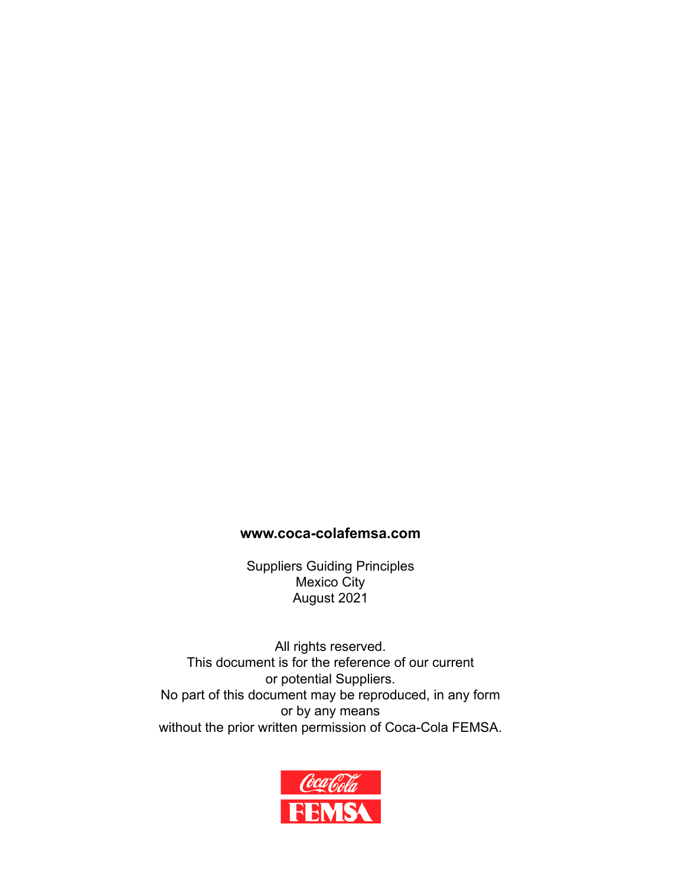**www.coca-colafemsa.com**

Suppliers Guiding Principles
Mexico City
August 2021

All rights reserved.
This document is for the reference of our current
or potential Suppliers.
No part of this document may be reproduced, in any form
or by any means
without the prior written permission of Coca-Cola FEMSA.